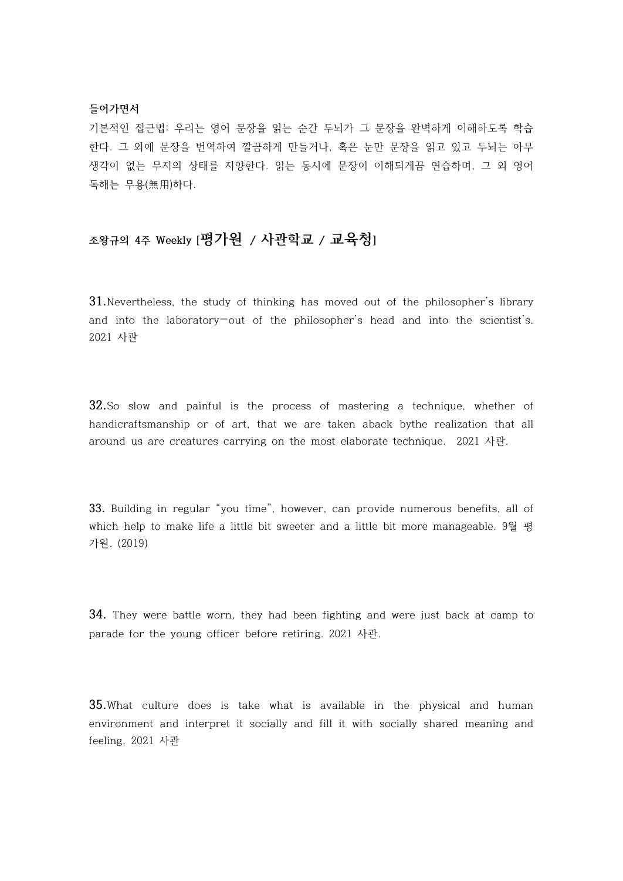**들어가면서**

기본적인 접근법: 우리는 영어 문장을 읽는 순간 두뇌가 그 문장을 완벽하게 이해하도록 학습한다. 그 외에 문장을 번역하여 깔끔하게 만들거나, 혹은 눈만 문장을 읽고 있고 두뇌는 아무 생각이 없는 무지의 상태를 지양한다. 읽는 동시에 문장이 이해되게끔 연습하며, 그 외 영어 독해는 무용(無用)하다.

## 조왕규의 4주 Weekly [평가원 / 사관학교 / 교육청]

**31.** Nevertheless, the study of thinking has moved out of the philosopher's library and into the laboratory—out of the philosopher's head and into the scientist's. 2021 사관

**32.** So slow and painful is the process of mastering a technique, whether of handicraftsmanship or of art, that we are taken aback bythe realization that all around us are creatures carrying on the most elaborate technique. 2021 사관.

**33.** Building in regular "you time", however, can provide numerous benefits, all of which help to make life a little bit sweeter and a little bit more manageable. 9월 평가원. (2019)

**34.** They were battle worn, they had been fighting and were just back at camp to parade for the young officer before retiring. 2021 사관.

**35.** What culture does is take what is available in the physical and human environment and interpret it socially and fill it with socially shared meaning and feeling. 2021 사관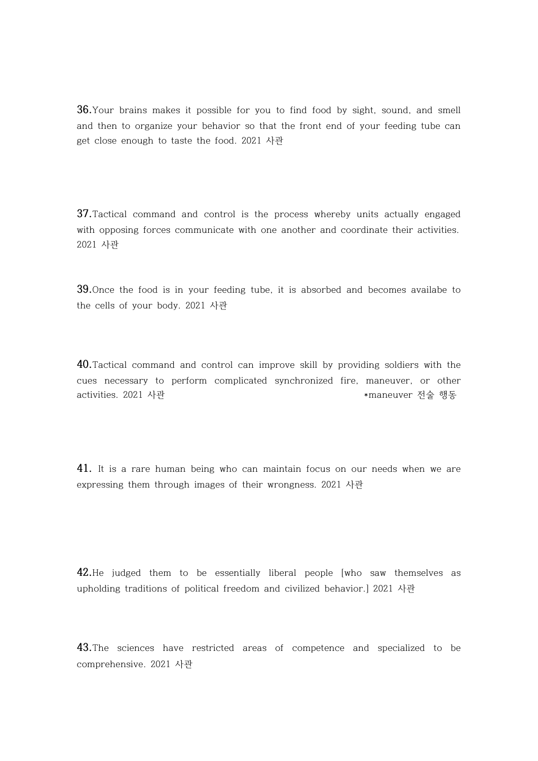**36.**Your brains makes it possible for you to find food by sight, sound, and smell and then to organize your behavior so that the front end of your feeding tube can get close enough to taste the food. 2021 사관

**37.**Tactical command and control is the process whereby units actually engaged with opposing forces communicate with one another and coordinate their activities. 2021 사관

**39.**Once the food is in your feeding tube, it is absorbed and becomes availabe to the cells of your body. 2021 사관

**40.**Tactical command and control can improve skill by providing soldiers with the cues necessary to perform complicated synchronized fire, maneuver, or other activities. 2021 사관

*maneuver 전술 행동

**41.** It is a rare human being who can maintain focus on our needs when we are expressing them through images of their wrongness. 2021 사관

**42.**He judged them to be essentially liberal people [who saw themselves as upholding traditions of political freedom and civilized behavior.] 2021 사관

**43.**The sciences have restricted areas of competence and specialized to be comprehensive. 2021 사관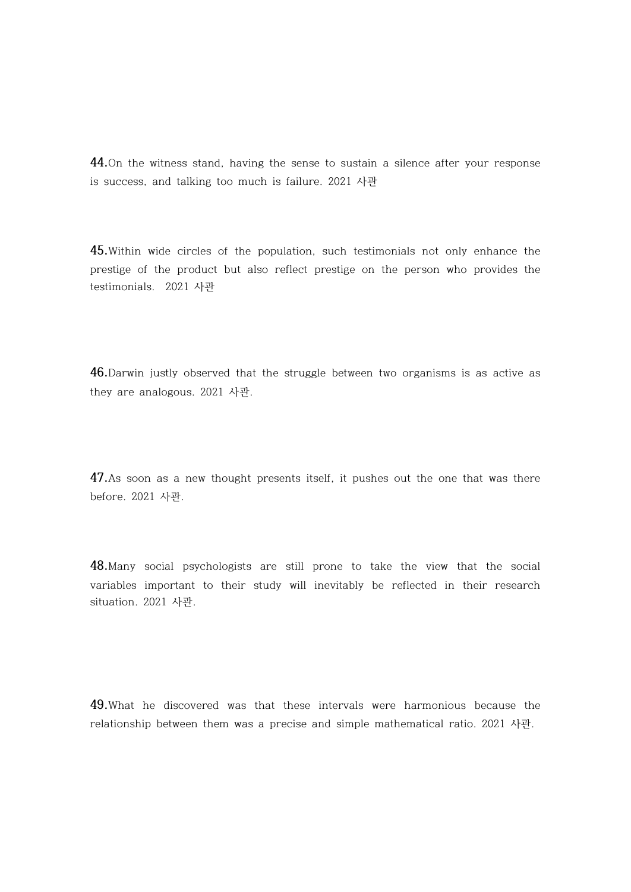**44.**On the witness stand, having the sense to sustain a silence after your response is success, and talking too much is failure. 2021 사관

**45.**Within wide circles of the population, such testimonials not only enhance the prestige of the product but also reflect prestige on the person who provides the testimonials.  2021 사관

**46.**Darwin justly observed that the struggle between two organisms is as active as they are analogous. 2021 사관.

**47.**As soon as a new thought presents itself, it pushes out the one that was there before. 2021 사관.

**48.**Many social psychologists are still prone to take the view that the social variables important to their study will inevitably be reflected in their research situation. 2021 사관.

**49.**What he discovered was that these intervals were harmonious because the relationship between them was a precise and simple mathematical ratio. 2021 사관.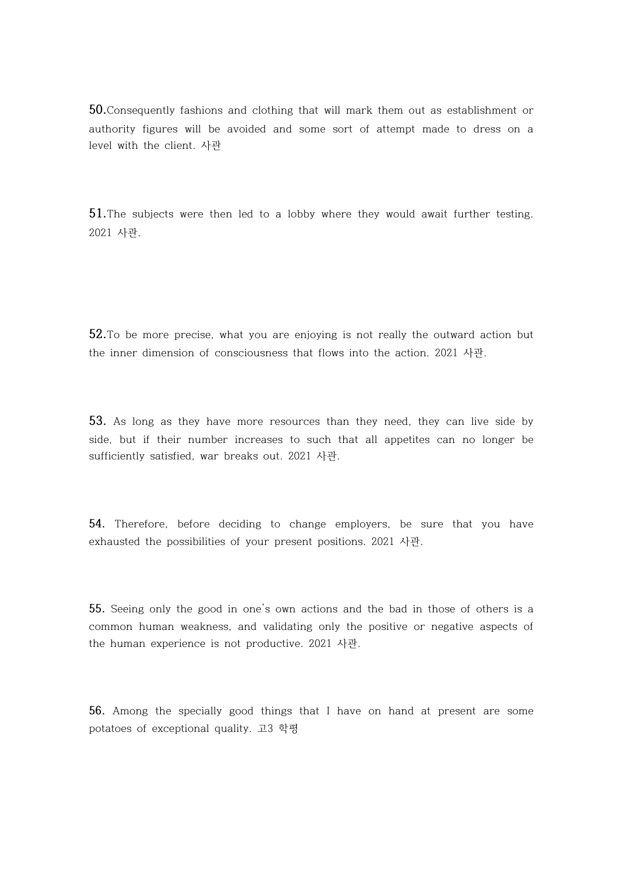**50.** Consequently fashions and clothing that will mark them out as establishment or authority figures will be avoided and some sort of attempt made to dress on a level with the client. 사관

**51.** The subjects were then led to a lobby where they would await further testing. 2021 사관.

**52.** To be more precise, what you are enjoying is not really the outward action but the inner dimension of consciousness that flows into the action. 2021 사관.

**53.** As long as they have more resources than they need, they can live side by side, but if their number increases to such that all appetites can no longer be sufficiently satisfied, war breaks out. 2021 사관.

**54.** Therefore, before deciding to change employers, be sure that you have exhausted the possibilities of your present positions. 2021 사관.

**55.** Seeing only the good in one's own actions and the bad in those of others is a common human weakness, and validating only the positive or negative aspects of the human experience is not productive. 2021 사관.

**56.** Among the specially good things that I have on hand at present are some potatoes of exceptional quality. 고3 학평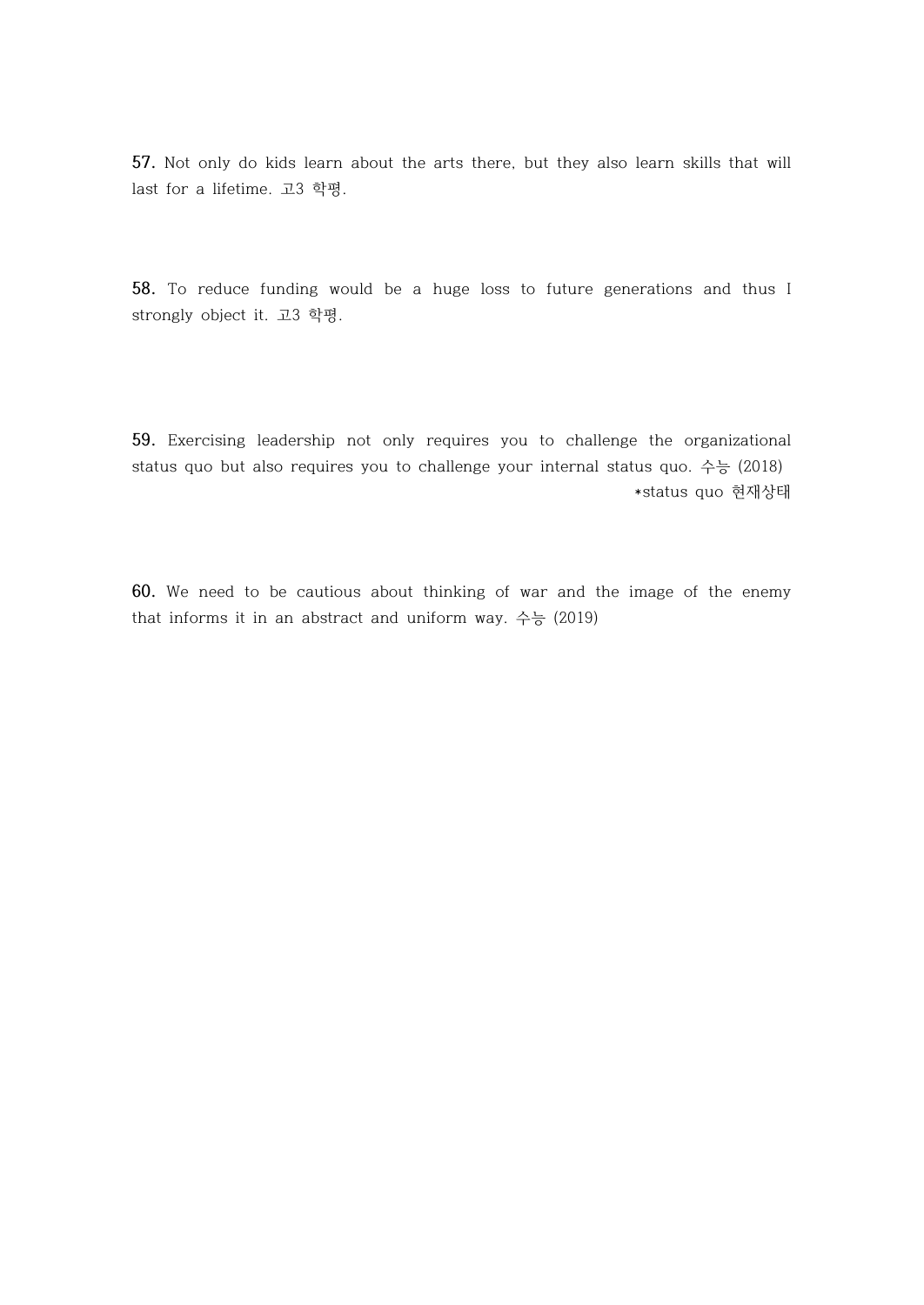**57.** Not only do kids learn about the arts there, but they also learn skills that will last for a lifetime. 고3 학평.

**58.** To reduce funding would be a huge loss to future generations and thus I strongly object it. 고3 학평.

**59.** Exercising leadership not only requires you to challenge the organizational status quo but also requires you to challenge your internal status quo. 수능 (2018)

*status quo 현재상태

**60.** We need to be cautious about thinking of war and the image of the enemy that informs it in an abstract and uniform way. 수능 (2019)